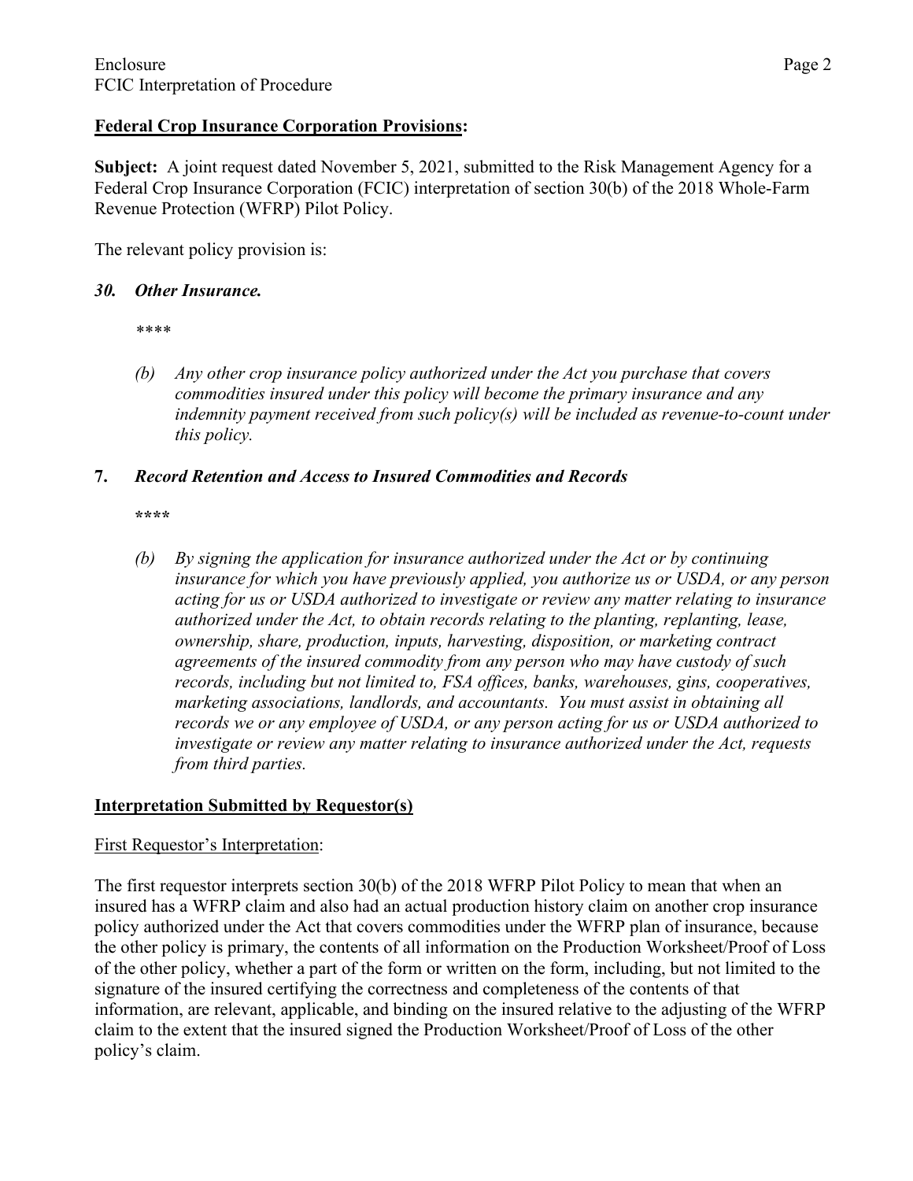**Federal Crop Insurance Corporation Provisions:**

**Subject:** A joint request dated November 5, 2021, submitted to the Risk Management Agency for a Federal Crop Insurance Corporation (FCIC) interpretation of section 30(b) of the 2018 Whole-Farm Revenue Protection (WFRP) Pilot Policy.

The relevant policy provision is:

***30. Other Insurance.***

*\*\*\*\**

*(b) Any other crop insurance policy authorized under the Act you purchase that covers commodities insured under this policy will become the primary insurance and any indemnity payment received from such policy(s) will be included as revenue-to-count under this policy.*

**7.** ***Record Retention and Access to Insured Commodities and Records***

***\*\*\*\****

*(b) By signing the application for insurance authorized under the Act or by continuing insurance for which you have previously applied, you authorize us or USDA, or any person acting for us or USDA authorized to investigate or review any matter relating to insurance authorized under the Act, to obtain records relating to the planting, replanting, lease, ownership, share, production, inputs, harvesting, disposition, or marketing contract agreements of the insured commodity from any person who may have custody of such records, including but not limited to, FSA offices, banks, warehouses, gins, cooperatives, marketing associations, landlords, and accountants. You must assist in obtaining all records we or any employee of USDA, or any person acting for us or USDA authorized to investigate or review any matter relating to insurance authorized under the Act, requests from third parties.*

**Interpretation Submitted by Requestor(s)**

First Requestor's Interpretation:

The first requestor interprets section 30(b) of the 2018 WFRP Pilot Policy to mean that when an insured has a WFRP claim and also had an actual production history claim on another crop insurance policy authorized under the Act that covers commodities under the WFRP plan of insurance, because the other policy is primary, the contents of all information on the Production Worksheet/Proof of Loss of the other policy, whether a part of the form or written on the form, including, but not limited to the signature of the insured certifying the correctness and completeness of the contents of that information, are relevant, applicable, and binding on the insured relative to the adjusting of the WFRP claim to the extent that the insured signed the Production Worksheet/Proof of Loss of the other policy's claim.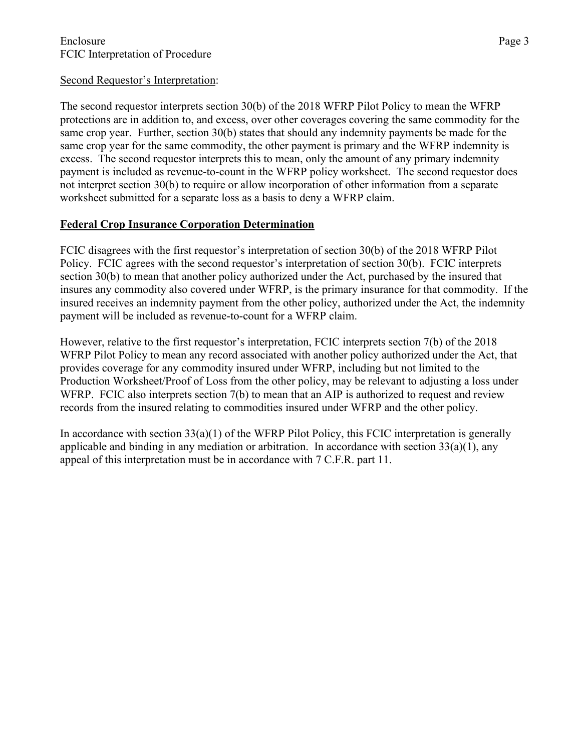Second Requestor's Interpretation:

The second requestor interprets section 30(b) of the 2018 WFRP Pilot Policy to mean the WFRP protections are in addition to, and excess, over other coverages covering the same commodity for the same crop year. Further, section 30(b) states that should any indemnity payments be made for the same crop year for the same commodity, the other payment is primary and the WFRP indemnity is excess. The second requestor interprets this to mean, only the amount of any primary indemnity payment is included as revenue-to-count in the WFRP policy worksheet. The second requestor does not interpret section 30(b) to require or allow incorporation of other information from a separate worksheet submitted for a separate loss as a basis to deny a WFRP claim.

## Federal Crop Insurance Corporation Determination

FCIC disagrees with the first requestor's interpretation of section 30(b) of the 2018 WFRP Pilot Policy. FCIC agrees with the second requestor's interpretation of section 30(b). FCIC interprets section 30(b) to mean that another policy authorized under the Act, purchased by the insured that insures any commodity also covered under WFRP, is the primary insurance for that commodity. If the insured receives an indemnity payment from the other policy, authorized under the Act, the indemnity payment will be included as revenue-to-count for a WFRP claim.

However, relative to the first requestor's interpretation, FCIC interprets section 7(b) of the 2018 WFRP Pilot Policy to mean any record associated with another policy authorized under the Act, that provides coverage for any commodity insured under WFRP, including but not limited to the Production Worksheet/Proof of Loss from the other policy, may be relevant to adjusting a loss under WFRP. FCIC also interprets section 7(b) to mean that an AIP is authorized to request and review records from the insured relating to commodities insured under WFRP and the other policy.

In accordance with section 33(a)(1) of the WFRP Pilot Policy, this FCIC interpretation is generally applicable and binding in any mediation or arbitration. In accordance with section 33(a)(1), any appeal of this interpretation must be in accordance with 7 C.F.R. part 11.